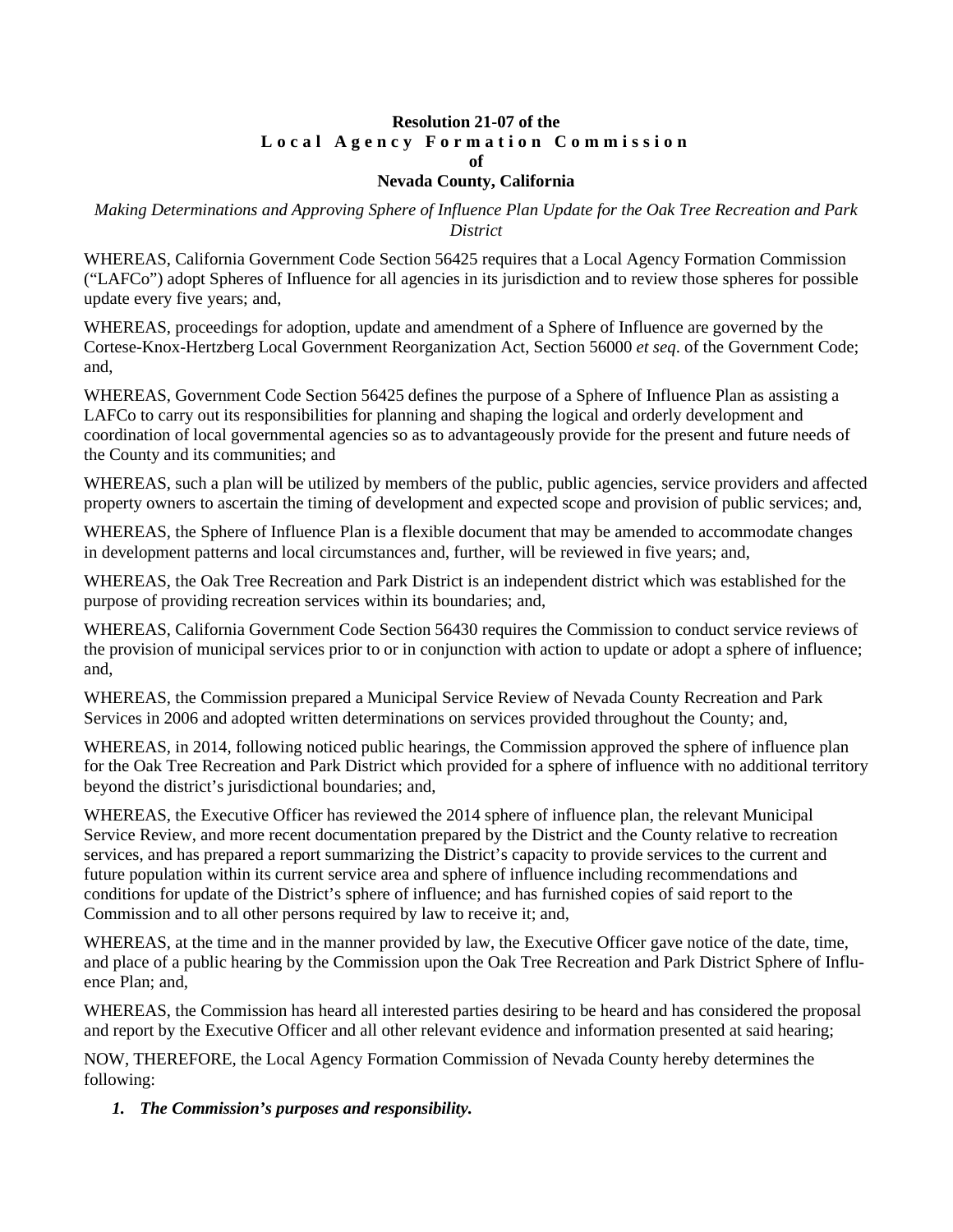**Resolution 21-07 of the**
**Local Agency Formation Commission**
**of**
**Nevada County, California**

*Making Determinations and Approving Sphere of Influence Plan Update for the Oak Tree Recreation and Park District*

WHEREAS, California Government Code Section 56425 requires that a Local Agency Formation Commission ("LAFCo") adopt Spheres of Influence for all agencies in its jurisdiction and to review those spheres for possible update every five years; and,

WHEREAS, proceedings for adoption, update and amendment of a Sphere of Influence are governed by the Cortese-Knox-Hertzberg Local Government Reorganization Act, Section 56000 *et seq*. of the Government Code; and,

WHEREAS, Government Code Section 56425 defines the purpose of a Sphere of Influence Plan as assisting a LAFCo to carry out its responsibilities for planning and shaping the logical and orderly development and coordination of local governmental agencies so as to advantageously provide for the present and future needs of the County and its communities; and

WHEREAS, such a plan will be utilized by members of the public, public agencies, service providers and affected property owners to ascertain the timing of development and expected scope and provision of public services; and,

WHEREAS, the Sphere of Influence Plan is a flexible document that may be amended to accommodate changes in development patterns and local circumstances and, further, will be reviewed in five years; and,

WHEREAS, the Oak Tree Recreation and Park District is an independent district which was established for the purpose of providing recreation services within its boundaries; and,

WHEREAS, California Government Code Section 56430 requires the Commission to conduct service reviews of the provision of municipal services prior to or in conjunction with action to update or adopt a sphere of influence; and,

WHEREAS, the Commission prepared a Municipal Service Review of Nevada County Recreation and Park Services in 2006 and adopted written determinations on services provided throughout the County; and,

WHEREAS, in 2014, following noticed public hearings, the Commission approved the sphere of influence plan for the Oak Tree Recreation and Park District which provided for a sphere of influence with no additional territory beyond the district's jurisdictional boundaries; and,

WHEREAS, the Executive Officer has reviewed the 2014 sphere of influence plan, the relevant Municipal Service Review, and more recent documentation prepared by the District and the County relative to recreation services, and has prepared a report summarizing the District's capacity to provide services to the current and future population within its current service area and sphere of influence including recommendations and conditions for update of the District's sphere of influence; and has furnished copies of said report to the Commission and to all other persons required by law to receive it; and,

WHEREAS, at the time and in the manner provided by law, the Executive Officer gave notice of the date, time, and place of a public hearing by the Commission upon the Oak Tree Recreation and Park District Sphere of Influence Plan; and,

WHEREAS, the Commission has heard all interested parties desiring to be heard and has considered the proposal and report by the Executive Officer and all other relevant evidence and information presented at said hearing;

NOW, THEREFORE, the Local Agency Formation Commission of Nevada County hereby determines the following:

1. ***The Commission's purposes and responsibility.***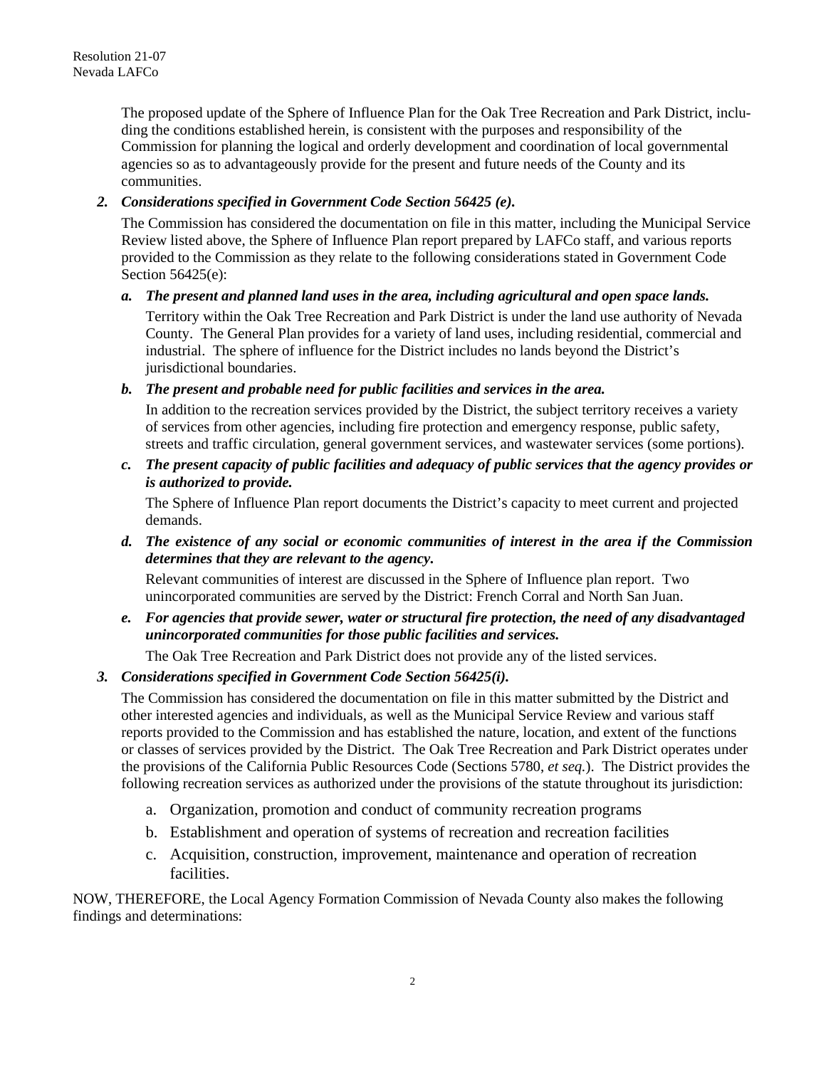The proposed update of the Sphere of Influence Plan for the Oak Tree Recreation and Park District, including the conditions established herein, is consistent with the purposes and responsibility of the Commission for planning the logical and orderly development and coordination of local governmental agencies so as to advantageously provide for the present and future needs of the County and its communities.

2. ***Considerations specified in Government Code Section 56425 (e).***

   The Commission has considered the documentation on file in this matter, including the Municipal Service Review listed above, the Sphere of Influence Plan report prepared by LAFCo staff, and various reports provided to the Commission as they relate to the following considerations stated in Government Code Section 56425(e):

   a. ***The present and planned land uses in the area, including agricultural and open space lands.***

      Territory within the Oak Tree Recreation and Park District is under the land use authority of Nevada County. The General Plan provides for a variety of land uses, including residential, commercial and industrial. The sphere of influence for the District includes no lands beyond the District's jurisdictional boundaries.

   b. ***The present and probable need for public facilities and services in the area.***

      In addition to the recreation services provided by the District, the subject territory receives a variety of services from other agencies, including fire protection and emergency response, public safety, streets and traffic circulation, general government services, and wastewater services (some portions).

   c. ***The present capacity of public facilities and adequacy of public services that the agency provides or is authorized to provide.***

      The Sphere of Influence Plan report documents the District's capacity to meet current and projected demands.

   d. ***The existence of any social or economic communities of interest in the area if the Commission determines that they are relevant to the agency.***

      Relevant communities of interest are discussed in the Sphere of Influence plan report. Two unincorporated communities are served by the District: French Corral and North San Juan.

   e. ***For agencies that provide sewer, water or structural fire protection, the need of any disadvantaged unincorporated communities for those public facilities and services.***

      The Oak Tree Recreation and Park District does not provide any of the listed services.

3. ***Considerations specified in Government Code Section 56425(i).***

   The Commission has considered the documentation on file in this matter submitted by the District and other interested agencies and individuals, as well as the Municipal Service Review and various staff reports provided to the Commission and has established the nature, location, and extent of the functions or classes of services provided by the District. The Oak Tree Recreation and Park District operates under the provisions of the California Public Resources Code (Sections 5780, *et seq.*). The District provides the following recreation services as authorized under the provisions of the statute throughout its jurisdiction:

   a. Organization, promotion and conduct of community recreation programs
   b. Establishment and operation of systems of recreation and recreation facilities
   c. Acquisition, construction, improvement, maintenance and operation of recreation facilities.

NOW, THEREFORE, the Local Agency Formation Commission of Nevada County also makes the following findings and determinations: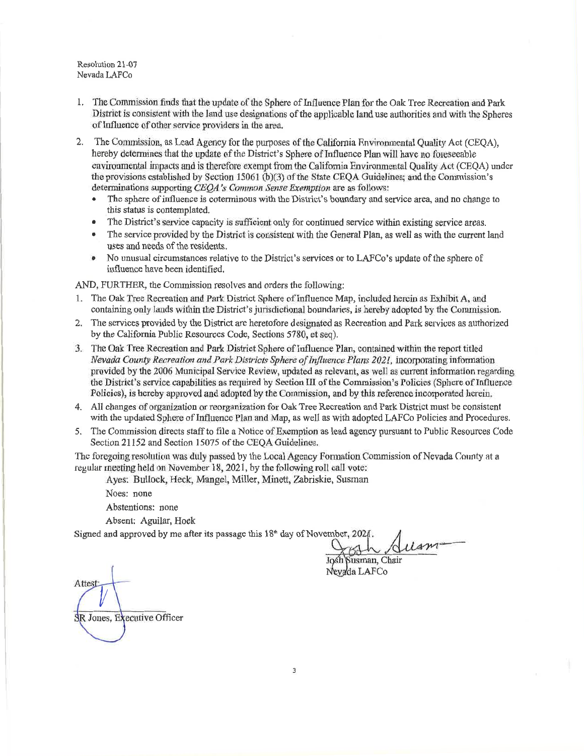Resolution 21-07
Nevada LAFCo

1. The Commission finds that the update of the Sphere of Influence Plan for the Oak Tree Recreation and Park District is consistent with the land use designations of the applicable land use authorities and with the Spheres of Influence of other service providers in the area.
2. The Commission, as Lead Agency for the purposes of the California Environmental Quality Act (CEQA), hereby determines that the update of the District's Sphere of Influence Plan will have no foreseeable environmental impacts and is therefore exempt from the California Environmental Quality Act (CEQA) under the provisions established by Section 15061 (b)(3) of the State CEQA Guidelines; and the Commission's determinations supporting *CEQA's Common Sense Exemption* are as follows:
   - The sphere of influence is coterminous with the District's boundary and service area, and no change to this status is contemplated.
   - The District's service capacity is sufficient only for continued service within existing service areas.
   - The service provided by the District is consistent with the General Plan, as well as with the current land uses and needs of the residents.
   - No unusual circumstances relative to the District's services or to LAFCo's update of the sphere of influence have been identified.

AND, FURTHER, the Commission resolves and orders the following:

1. The Oak Tree Recreation and Park District Sphere of Influence Map, included herein as Exhibit A, and containing only lands within the District's jurisdictional boundaries, is hereby adopted by the Commission.
2. The services provided by the District are heretofore designated as Recreation and Park services as authorized by the California Public Resources Code, Sections 5780, et seq).
3. The Oak Tree Recreation and Park District Sphere of Influence Plan, contained within the report titled *Nevada County Recreation and Park Districts Sphere of Influence Plans 2021*, incorporating information provided by the 2006 Municipal Service Review, updated as relevant, as well as current information regarding the District's service capabilities as required by Section III of the Commission's Policies (Sphere of Influence Policies), is hereby approved and adopted by the Commission, and by this reference incorporated herein.
4. All changes of organization or reorganization for Oak Tree Recreation and Park District must be consistent with the updated Sphere of Influence Plan and Map, as well as with adopted LAFCo Policies and Procedures.
5. The Commission directs staff to file a Notice of Exemption as lead agency pursuant to Public Resources Code Section 21152 and Section 15075 of the CEQA Guidelines.

The foregoing resolution was duly passed by the Local Agency Formation Commission of Nevada County at a regular meeting held on November 18, 2021, by the following roll call vote:

Ayes: Bullock, Heck, Mangel, Miller, Minett, Zabriskie, Susman

Noes: none

Abstentions: none

Absent: Aguilar, Hoek

Signed and approved by me after its passage this 18th day of November, 2021.

Josh Susman, Chair
Nevada LAFCo

Attest:

SR Jones, Executive Officer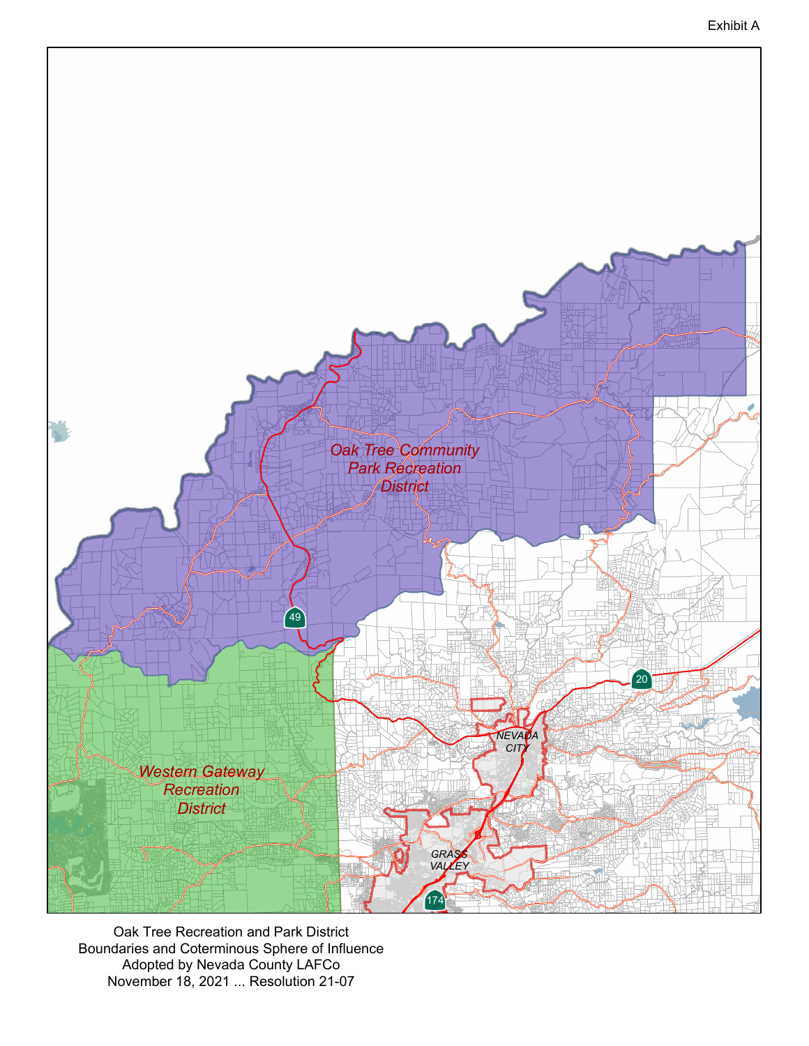Exhibit A

Oak Tree Community Park Recreation District

Western Gateway Recreation District

NEVADA CITY

GRASS VALLEY

49

20

174

Oak Tree Recreation and Park District
Boundaries and Coterminous Sphere of Influence
Adopted by Nevada County LAFCo
November 18, 2021 ... Resolution 21-07